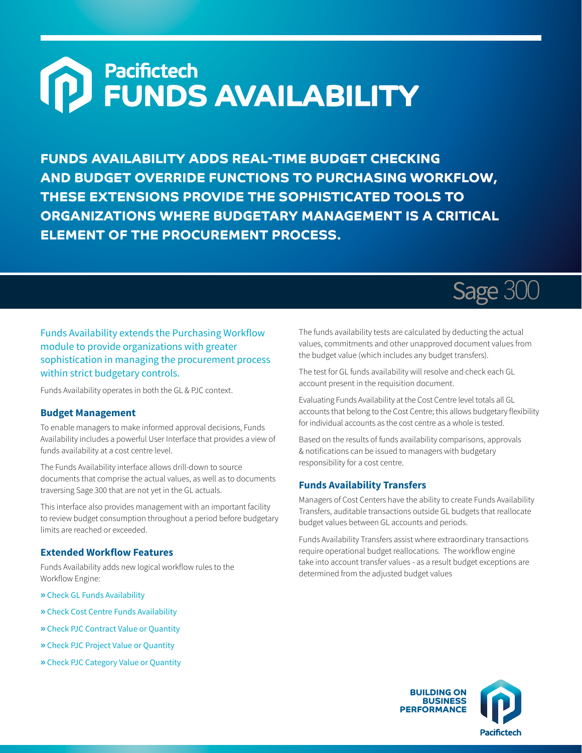# Pacifictech FUNDS AVAILABILITY

## FUNDS AVAILABILITY ADDS REAL-TIME BUDGET CHECKING AND BUDGET OVERRIDE FUNCTIONS TO PURCHASING WORKFLOW, THESE EXTENSIONS PROVIDE THE SOPHISTICATED TOOLS TO ORGANIZATIONS WHERE BUDGETARY MANAGEMENT IS A CRITICAL ELEMENT OF THE PROCUREMENT PROCESS.

Sage 300

Funds Availability extends the Purchasing Workflow module to provide organizations with greater sophistication in managing the procurement process within strict budgetary controls.

Funds Availability operates in both the GL & PJC context.

### Budget Management

To enable managers to make informed approval decisions, Funds Availability includes a powerful User Interface that provides a view of funds availability at a cost centre level.

The Funds Availability interface allows drill-down to source documents that comprise the actual values, as well as to documents traversing Sage 300 that are not yet in the GL actuals.

This interface also provides management with an important facility to review budget consumption throughout a period before budgetary limits are reached or exceeded.

### Extended Workflow Features

Funds Availability adds new logical workflow rules to the Workflow Engine:

- Check GL Funds Availability
- Check Cost Centre Funds Availability
- Check PJC Contract Value or Quantity
- Check PJC Project Value or Quantity
- Check PJC Category Value or Quantity

The funds availability tests are calculated by deducting the actual values, commitments and other unapproved document values from the budget value (which includes any budget transfers).

The test for GL funds availability will resolve and check each GL account present in the requisition document.

Evaluating Funds Availability at the Cost Centre level totals all GL accounts that belong to the Cost Centre; this allows budgetary flexibility for individual accounts as the cost centre as a whole is tested.

Based on the results of funds availability comparisons, approvals & notifications can be issued to managers with budgetary responsibility for a cost centre.

### Funds Availability Transfers

Managers of Cost Centers have the ability to create Funds Availability Transfers, auditable transactions outside GL budgets that reallocate budget values between GL accounts and periods.

Funds Availability Transfers assist where extraordinary transactions require operational budget reallocations. The workflow engine take into account transfer values - as a result budget exceptions are determined from the adjusted budget values

BUILDING ON BUSINESS PERFORMANCE

Pacifictech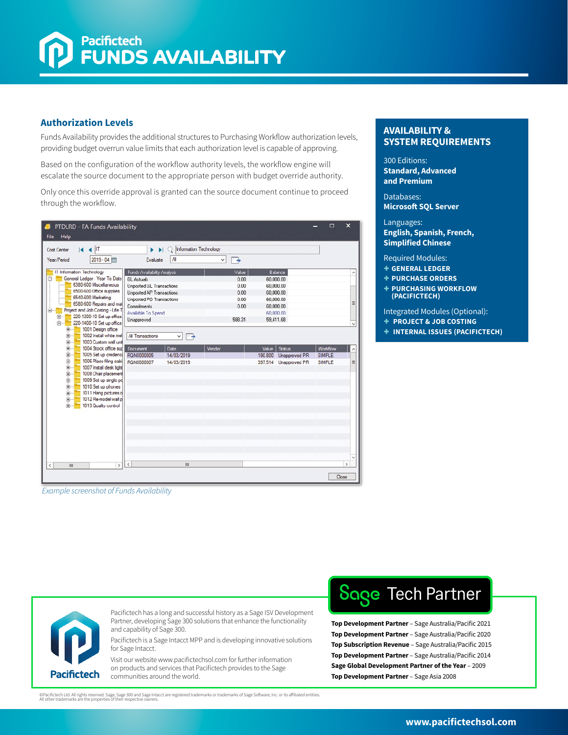# Pacifictech FUNDS AVAILABILITY

## Authorization Levels

Funds Availability provides the additional structures to Purchasing Workflow authorization levels, providing budget overrun value limits that each authorization level is capable of approving.

Based on the configuration of the workflow authority levels, the workflow engine will escalate the source document to the appropriate person with budget override authority.

Only once this override approval is granted can the source document continue to proceed through the workflow.

*Example screenshot of Funds Availability*

## AVAILABILITY & SYSTEM REQUIREMENTS

300 Editions:
**Standard, Advanced and Premium**

Databases:
**Microsoft SQL Server**

Languages:
**English, Spanish, French, Simplified Chinese**

Required Modules:
- **GENERAL LEDGER**
- **PURCHASE ORDERS**
- **PURCHASING WORKFLOW (PACIFICTECH)**

Integrated Modules (Optional):
- **PROJECT & JOB COSTING**
- **INTERNAL ISSUES (PACIFICTECH)**

Pacifictech has a long and successful history as a Sage ISV Development Partner, developing Sage 300 solutions that enhance the functionality and capability of Sage 300.

Pacifictech is a Sage Intacct MPP and is developing innovative solutions for Sage Intacct.

Visit our website www.pacifictechsol.com for further information on products and services that Pacifictech provides to the Sage communities around the world.

**Sage Tech Partner**

**Top Development Partner** – Sage Australia/Pacific 2021
**Top Development Partner** – Sage Australia/Pacific 2020
**Top Subscription Revenue** – Sage Australia/Pacific 2015
**Top Development Partner** – Sage Australia/Pacific 2014
**Sage Global Development Partner of the Year** – 2009
**Top Development Partner** – Sage Asia 2008

©Pacifictech Ltd. All rights reserved. Sage, Sage 300 and Sage Intacct are registered trademarks or trademarks of Sage Software, Inc. or its affiliated entities.
All other trademarks are the properties of their respective owners.

**www.pacifictechsol.com**